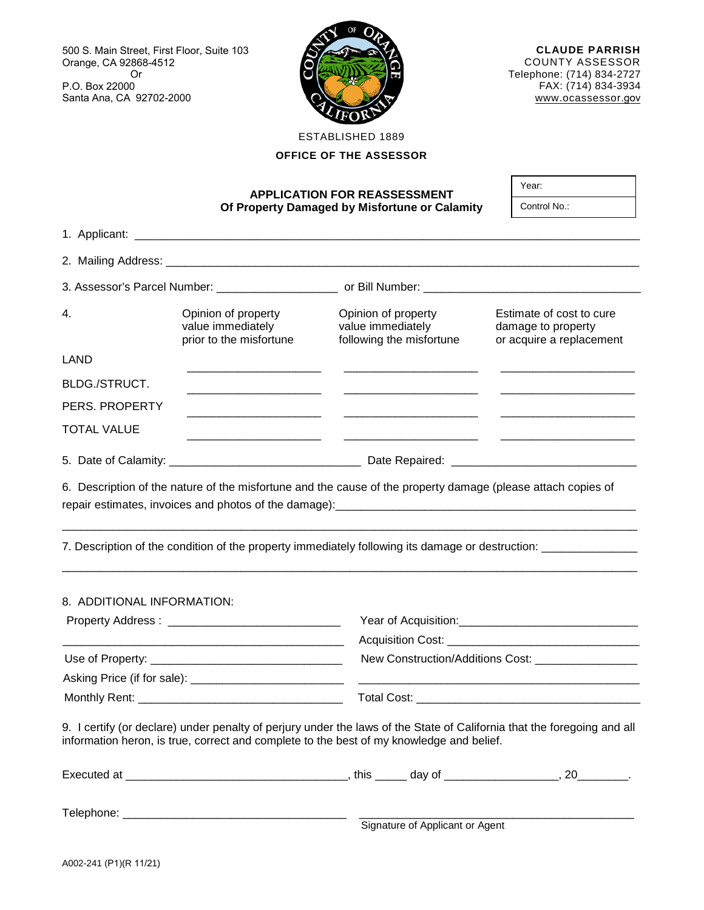500 S. Main Street, First Floor, Suite 103
Orange, CA 92868-4512
Or
P.O. Box 22000
Santa Ana, CA 92702-2000

**CLAUDE PARRISH**
COUNTY ASSESSOR
Telephone: (714) 834-2727
FAX: (714) 834-3934
www.ocassessor.gov

ESTABLISHED 1889

**OFFICE OF THE ASSESSOR**

## APPLICATION FOR REASSESSMENT
## Of Property Damaged by Misfortune or Calamity

| Year: |
|---|
| Control No.: |

1. Applicant: ____________________________________________

2. Mailing Address: ____________________________________________

3. Assessor's Parcel Number: __________________ or Bill Number: ______________________________

| 4. | Opinion of property value immediately prior to the misfortune | Opinion of property value immediately following the misfortune | Estimate of cost to cure damage to property or acquire a replacement |
|---|---|---|---|
| LAND | ____________ | ____________ | ____________ |
| BLDG./STRUCT. | ____________ | ____________ | ____________ |
| PERS. PROPERTY | ____________ | ____________ | ____________ |
| TOTAL VALUE | ____________ | ____________ | ____________ |

5. Date of Calamity: ____________________________ Date Repaired: ____________________________

6. Description of the nature of the misfortune and the cause of the property damage (please attach copies of repair estimates, invoices and photos of the damage):____________________________________________

____________________________________________________________________________________

7. Description of the condition of the property immediately following its damage or destruction: ______________

____________________________________________________________________________________

8. ADDITIONAL INFORMATION:

Property Address : ___________________________

____________________________________________

Use of Property: ______________________________

Asking Price (if for sale): ______________________

Monthly Rent: ________________________________

Year of Acquisition:___________________________

Acquisition Cost: _____________________________

New Construction/Additions Cost: _______________

____________________________________________

Total Cost: __________________________________

9. I certify (or declare) under penalty of perjury under the laws of the State of California that the foregoing and all information heron, is true, correct and complete to the best of my knowledge and belief.

Executed at ________________________________, this _____ day of _________________, 20________.

Telephone: __________________________________ ____________________________________________
Signature of Applicant or Agent

A002-241 (P1)(R 11/21)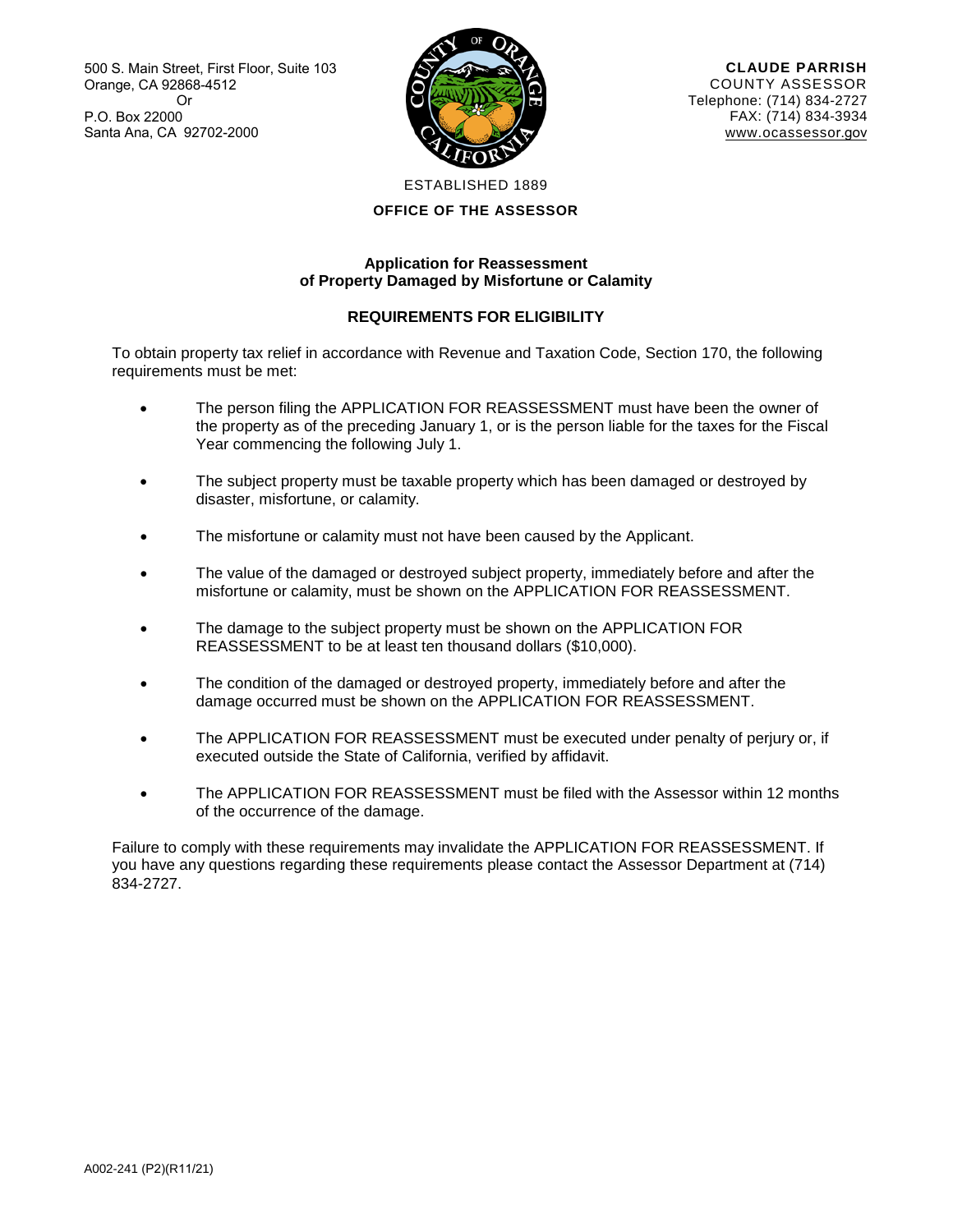500 S. Main Street, First Floor, Suite 103
Orange, CA 92868-4512
Or
P.O. Box 22000
Santa Ana, CA 92702-2000

**CLAUDE PARRISH**
COUNTY ASSESSOR
Telephone: (714) 834-2727
FAX: (714) 834-3934
www.ocassessor.gov

ESTABLISHED 1889

**OFFICE OF THE ASSESSOR**

## Application for Reassessment of Property Damaged by Misfortune or Calamity

### REQUIREMENTS FOR ELIGIBILITY

To obtain property tax relief in accordance with Revenue and Taxation Code, Section 170, the following requirements must be met:

- The person filing the APPLICATION FOR REASSESSMENT must have been the owner of the property as of the preceding January 1, or is the person liable for the taxes for the Fiscal Year commencing the following July 1.
- The subject property must be taxable property which has been damaged or destroyed by disaster, misfortune, or calamity.
- The misfortune or calamity must not have been caused by the Applicant.
- The value of the damaged or destroyed subject property, immediately before and after the misfortune or calamity, must be shown on the APPLICATION FOR REASSESSMENT.
- The damage to the subject property must be shown on the APPLICATION FOR REASSESSMENT to be at least ten thousand dollars ($10,000).
- The condition of the damaged or destroyed property, immediately before and after the damage occurred must be shown on the APPLICATION FOR REASSESSMENT.
- The APPLICATION FOR REASSESSMENT must be executed under penalty of perjury or, if executed outside the State of California, verified by affidavit.
- The APPLICATION FOR REASSESSMENT must be filed with the Assessor within 12 months of the occurrence of the damage.

Failure to comply with these requirements may invalidate the APPLICATION FOR REASSESSMENT. If you have any questions regarding these requirements please contact the Assessor Department at (714) 834-2727.

A002-241 (P2)(R11/21)